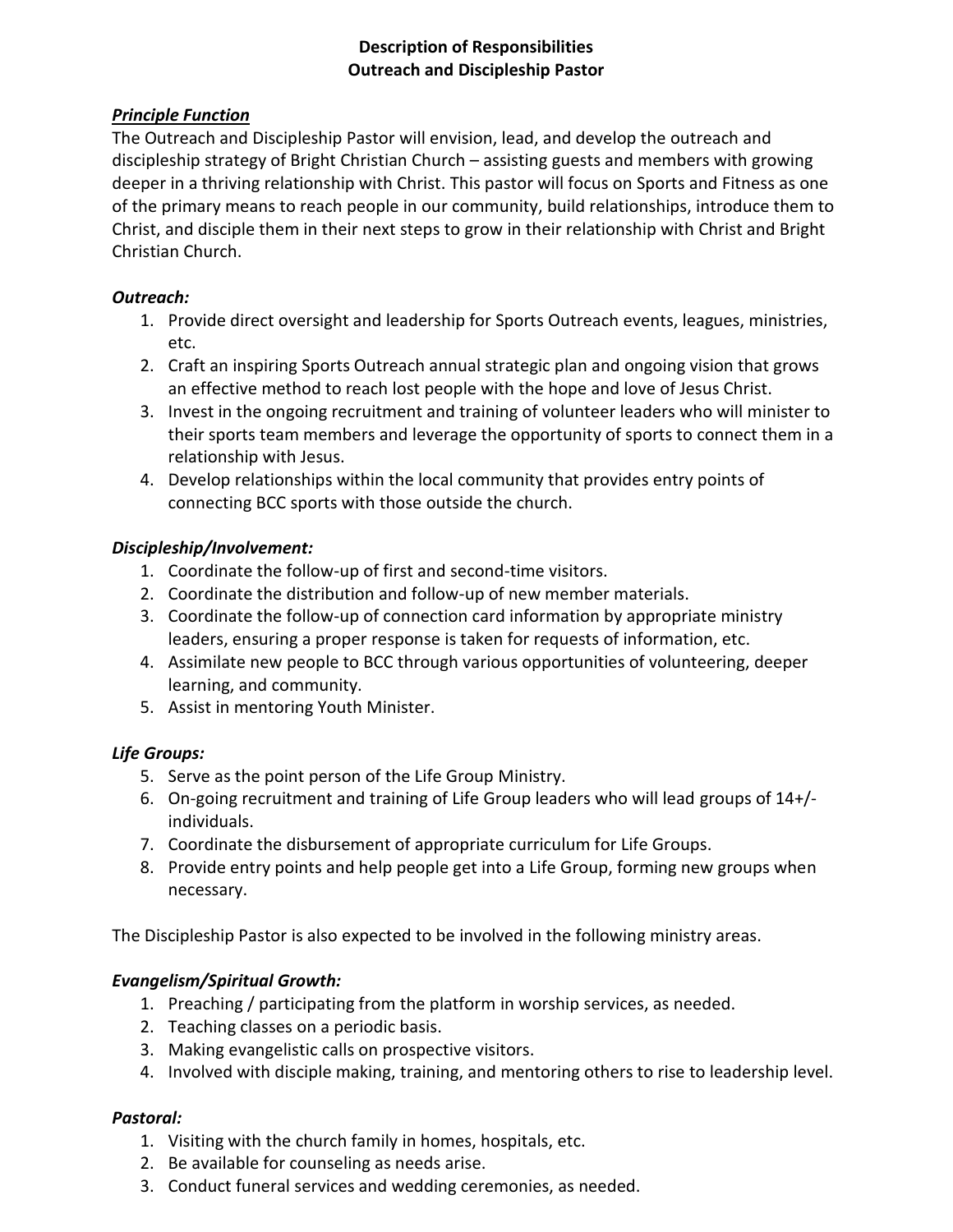**Description of Responsibilities**
**Outreach and Discipleship Pastor**

***Principle Function***

The Outreach and Discipleship Pastor will envision, lead, and develop the outreach and discipleship strategy of Bright Christian Church – assisting guests and members with growing deeper in a thriving relationship with Christ. This pastor will focus on Sports and Fitness as one of the primary means to reach people in our community, build relationships, introduce them to Christ, and disciple them in their next steps to grow in their relationship with Christ and Bright Christian Church.

***Outreach:***

1. Provide direct oversight and leadership for Sports Outreach events, leagues, ministries, etc.
2. Craft an inspiring Sports Outreach annual strategic plan and ongoing vision that grows an effective method to reach lost people with the hope and love of Jesus Christ.
3. Invest in the ongoing recruitment and training of volunteer leaders who will minister to their sports team members and leverage the opportunity of sports to connect them in a relationship with Jesus.
4. Develop relationships within the local community that provides entry points of connecting BCC sports with those outside the church.

***Discipleship/Involvement:***

1. Coordinate the follow-up of first and second-time visitors.
2. Coordinate the distribution and follow-up of new member materials.
3. Coordinate the follow-up of connection card information by appropriate ministry leaders, ensuring a proper response is taken for requests of information, etc.
4. Assimilate new people to BCC through various opportunities of volunteering, deeper learning, and community.
5. Assist in mentoring Youth Minister.

***Life Groups:***

5. Serve as the point person of the Life Group Ministry.
6. On-going recruitment and training of Life Group leaders who will lead groups of 14+/- individuals.
7. Coordinate the disbursement of appropriate curriculum for Life Groups.
8. Provide entry points and help people get into a Life Group, forming new groups when necessary.

The Discipleship Pastor is also expected to be involved in the following ministry areas.

***Evangelism/Spiritual Growth:***

1. Preaching / participating from the platform in worship services, as needed.
2. Teaching classes on a periodic basis.
3. Making evangelistic calls on prospective visitors.
4. Involved with disciple making, training, and mentoring others to rise to leadership level.

***Pastoral:***

1. Visiting with the church family in homes, hospitals, etc.
2. Be available for counseling as needs arise.
3. Conduct funeral services and wedding ceremonies, as needed.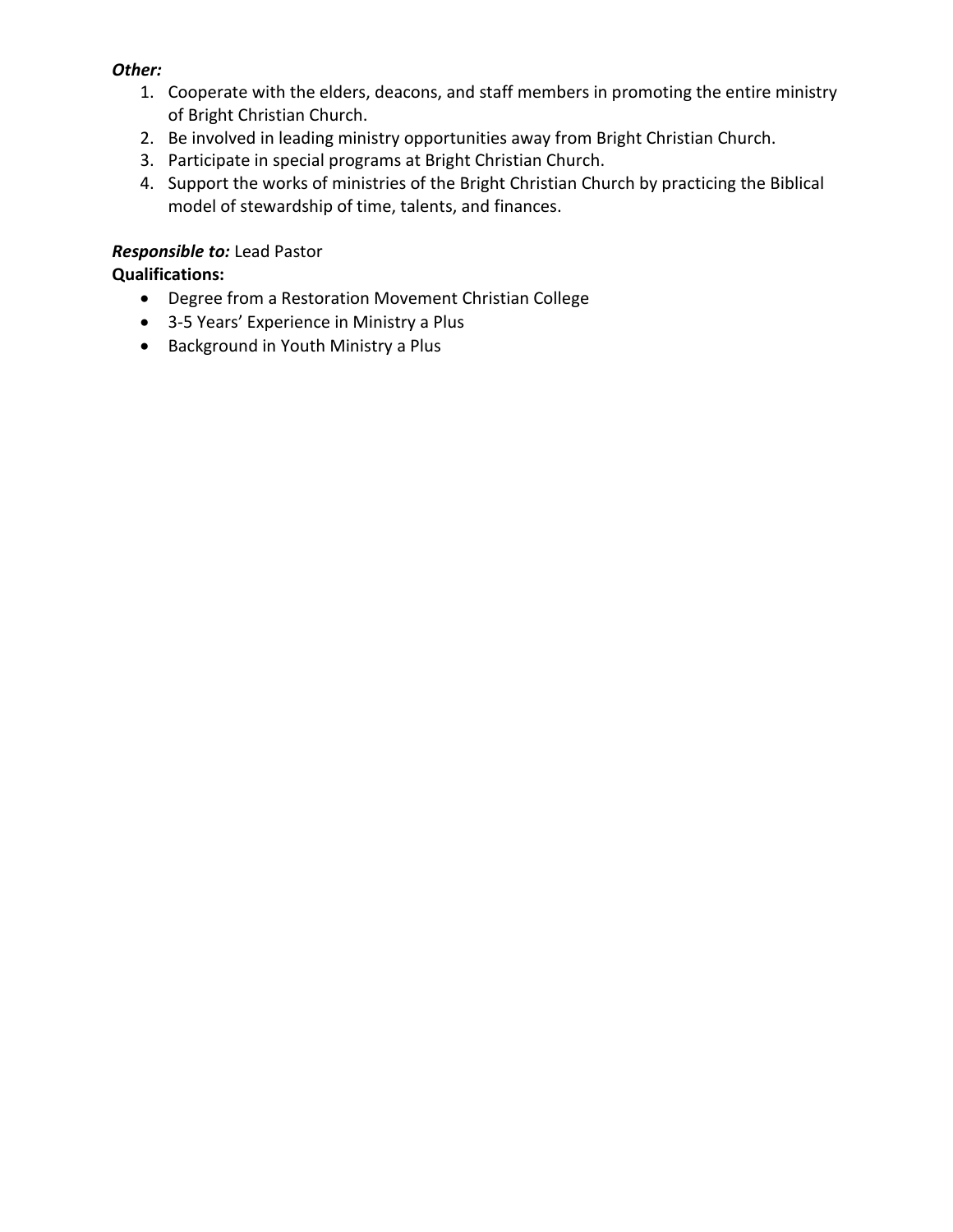***Other:***

1. Cooperate with the elders, deacons, and staff members in promoting the entire ministry of Bright Christian Church.
2. Be involved in leading ministry opportunities away from Bright Christian Church.
3. Participate in special programs at Bright Christian Church.
4. Support the works of ministries of the Bright Christian Church by practicing the Biblical model of stewardship of time, talents, and finances.

***Responsible to:*** Lead Pastor

**Qualifications:**

- Degree from a Restoration Movement Christian College
- 3-5 Years' Experience in Ministry a Plus
- Background in Youth Ministry a Plus